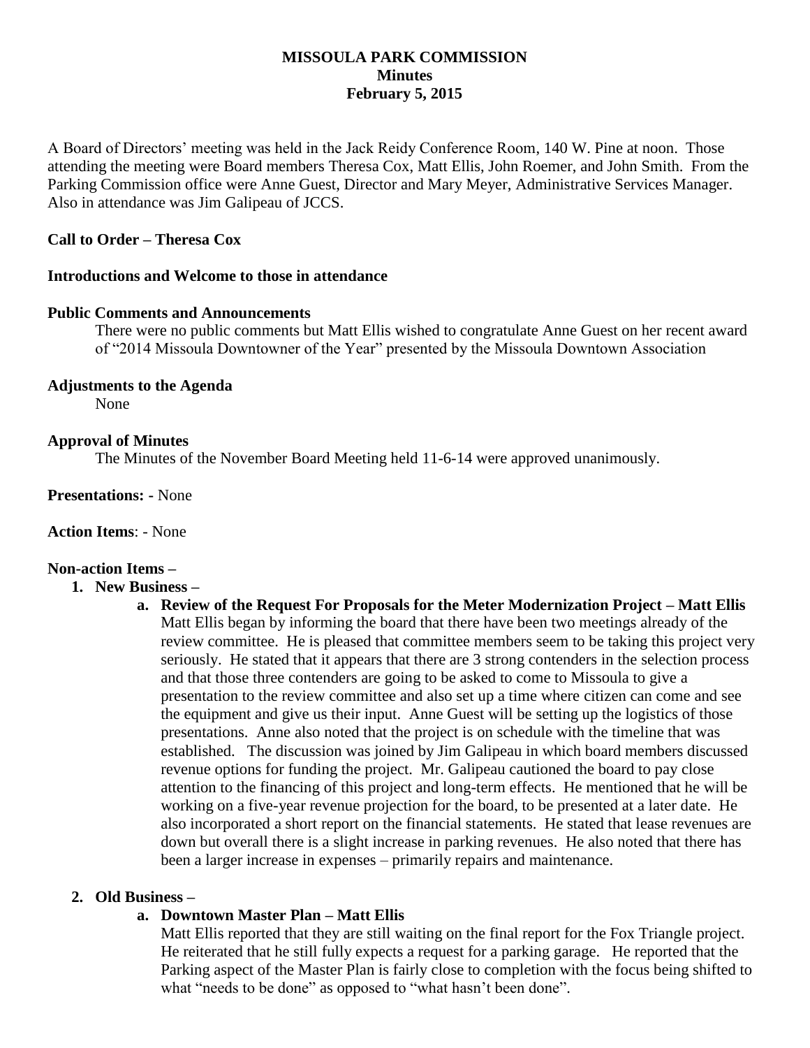# MISSOULA PARK COMMISSION
## Minutes
## February 5, 2015

A Board of Directors' meeting was held in the Jack Reidy Conference Room, 140 W. Pine at noon. Those attending the meeting were Board members Theresa Cox, Matt Ellis, John Roemer, and John Smith. From the Parking Commission office were Anne Guest, Director and Mary Meyer, Administrative Services Manager. Also in attendance was Jim Galipeau of JCCS.

**Call to Order – Theresa Cox**

**Introductions and Welcome to those in attendance**

**Public Comments and Announcements**

There were no public comments but Matt Ellis wished to congratulate Anne Guest on her recent award of "2014 Missoula Downtowner of the Year" presented by the Missoula Downtown Association

**Adjustments to the Agenda**

None

**Approval of Minutes**

The Minutes of the November Board Meeting held 11-6-14 were approved unanimously.

**Presentations: -** None

**Action Items**: - None

**Non-action Items –**

1. **New Business –**
   a. **Review of the Request For Proposals for the Meter Modernization Project – Matt Ellis**
   Matt Ellis began by informing the board that there have been two meetings already of the review committee. He is pleased that committee members seem to be taking this project very seriously. He stated that it appears that there are 3 strong contenders in the selection process and that those three contenders are going to be asked to come to Missoula to give a presentation to the review committee and also set up a time where citizen can come and see the equipment and give us their input. Anne Guest will be setting up the logistics of those presentations. Anne also noted that the project is on schedule with the timeline that was established. The discussion was joined by Jim Galipeau in which board members discussed revenue options for funding the project. Mr. Galipeau cautioned the board to pay close attention to the financing of this project and long-term effects. He mentioned that he will be working on a five-year revenue projection for the board, to be presented at a later date. He also incorporated a short report on the financial statements. He stated that lease revenues are down but overall there is a slight increase in parking revenues. He also noted that there has been a larger increase in expenses – primarily repairs and maintenance.

2. **Old Business –**
   a. **Downtown Master Plan – Matt Ellis**
   Matt Ellis reported that they are still waiting on the final report for the Fox Triangle project. He reiterated that he still fully expects a request for a parking garage. He reported that the Parking aspect of the Master Plan is fairly close to completion with the focus being shifted to what "needs to be done" as opposed to "what hasn't been done".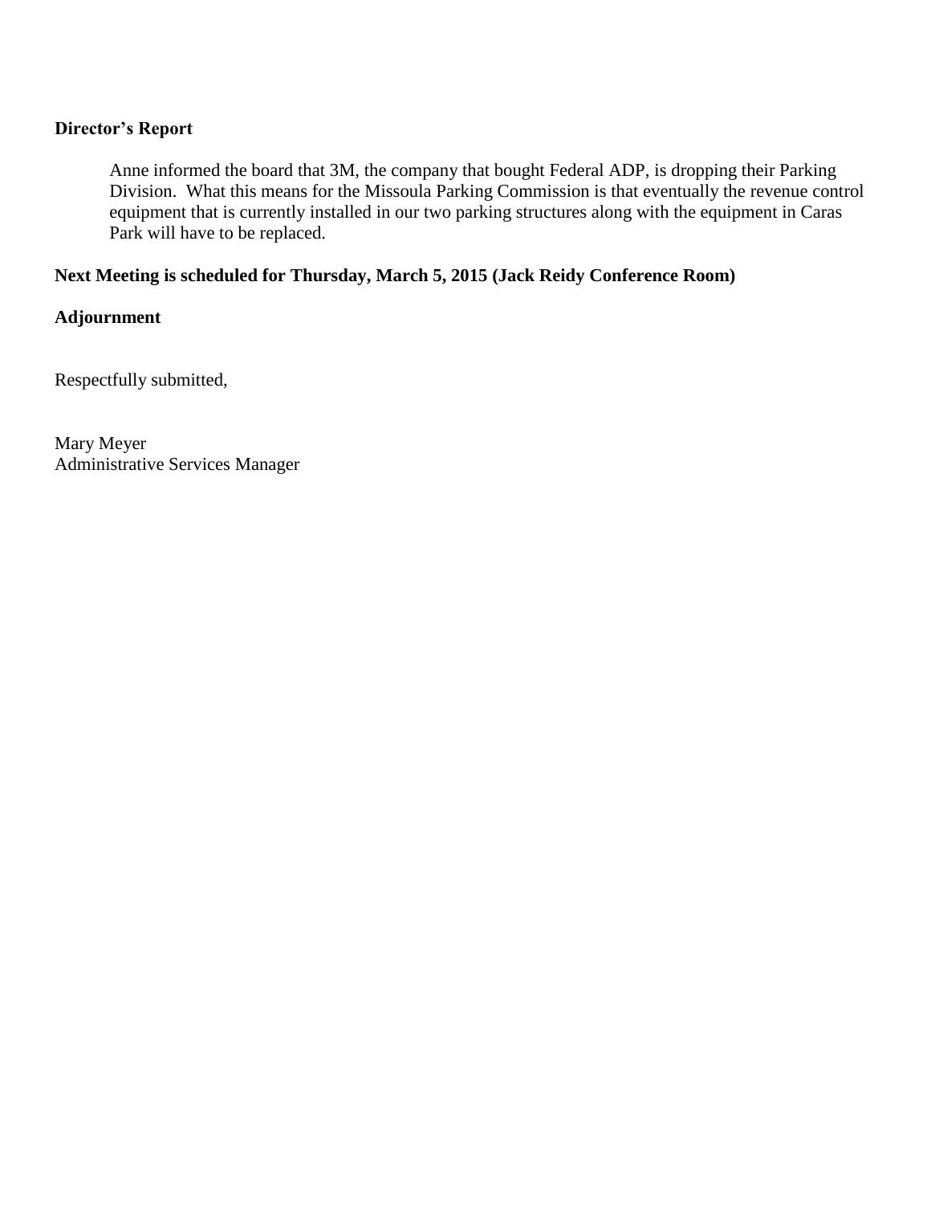**Director's Report**

Anne informed the board that 3M, the company that bought Federal ADP, is dropping their Parking Division. What this means for the Missoula Parking Commission is that eventually the revenue control equipment that is currently installed in our two parking structures along with the equipment in Caras Park will have to be replaced.

**Next Meeting is scheduled for Thursday, March 5, 2015 (Jack Reidy Conference Room)**

**Adjournment**

Respectfully submitted,

Mary Meyer
Administrative Services Manager